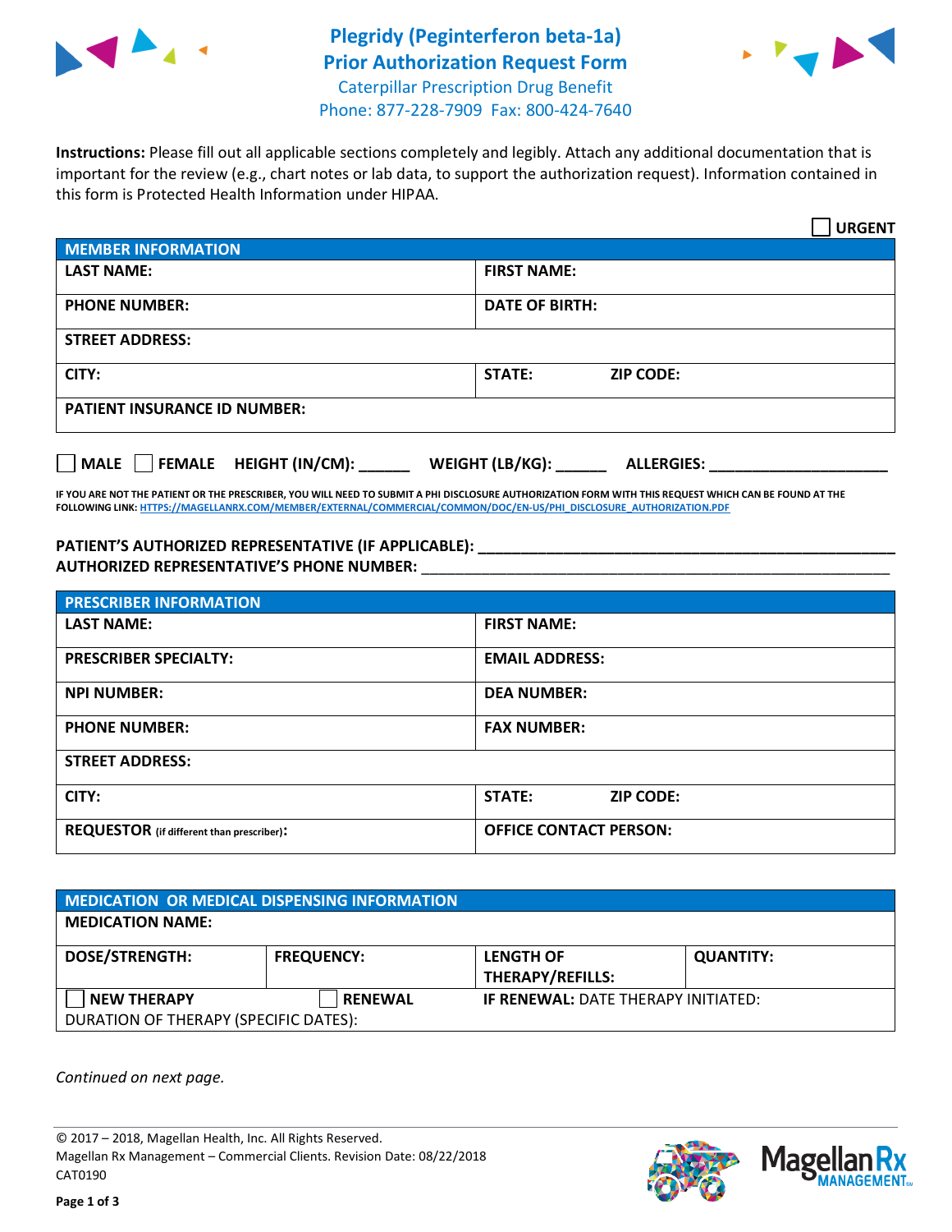# Plegridy (Peginterferon beta-1a) Prior Authorization Request Form

Caterpillar Prescription Drug Benefit
Phone: 877-228-7909 Fax: 800-424-7640

**Instructions:** Please fill out all applicable sections completely and legibly. Attach any additional documentation that is important for the review (e.g., chart notes or lab data, to support the authorization request). Information contained in this form is Protected Health Information under HIPAA.

☐ **URGENT**

| **MEMBER INFORMATION** | |
|---|---|
| **LAST NAME:** | **FIRST NAME:** |
| **PHONE NUMBER:** | **DATE OF BIRTH:** |
| **STREET ADDRESS:** | |
| **CITY:** | **STATE:** **ZIP CODE:** |
| **PATIENT INSURANCE ID NUMBER:** | |

☐ **MALE** ☐ **FEMALE** **HEIGHT (IN/CM):** ______ **WEIGHT (LB/KG):** ______ **ALLERGIES:** ____________________

**IF YOU ARE NOT THE PATIENT OR THE PRESCRIBER, YOU WILL NEED TO SUBMIT A PHI DISCLOSURE AUTHORIZATION FORM WITH THIS REQUEST WHICH CAN BE FOUND AT THE FOLLOWING LINK: HTTPS://MAGELLANRX.COM/MEMBER/EXTERNAL/COMMERCIAL/COMMON/DOC/EN-US/PHI_DISCLOSURE_AUTHORIZATION.PDF**

**PATIENT'S AUTHORIZED REPRESENTATIVE (IF APPLICABLE):** ____________________________________________
**AUTHORIZED REPRESENTATIVE'S PHONE NUMBER:** ____________________________________________

| **PRESCRIBER INFORMATION** | |
|---|---|
| **LAST NAME:** | **FIRST NAME:** |
| **PRESCRIBER SPECIALTY:** | **EMAIL ADDRESS:** |
| **NPI NUMBER:** | **DEA NUMBER:** |
| **PHONE NUMBER:** | **FAX NUMBER:** |
| **STREET ADDRESS:** | |
| **CITY:** | **STATE:** **ZIP CODE:** |
| **REQUESTOR** (if different than prescriber)**:** | **OFFICE CONTACT PERSON:** |

| **MEDICATION OR MEDICAL DISPENSING INFORMATION** | | | |
|---|---|---|---|
| **MEDICATION NAME:** | | | |
| **DOSE/STRENGTH:** | **FREQUENCY:** | **LENGTH OF THERAPY/REFILLS:** | **QUANTITY:** |
| ☐ **NEW THERAPY** | ☐ **RENEWAL** | **IF RENEWAL:** DATE THERAPY INITIATED: | |
| DURATION OF THERAPY (SPECIFIC DATES): | | | |

*Continued on next page.*

© 2017 – 2018, Magellan Health, Inc. All Rights Reserved.
Magellan Rx Management – Commercial Clients. Revision Date: 08/22/2018
CAT0190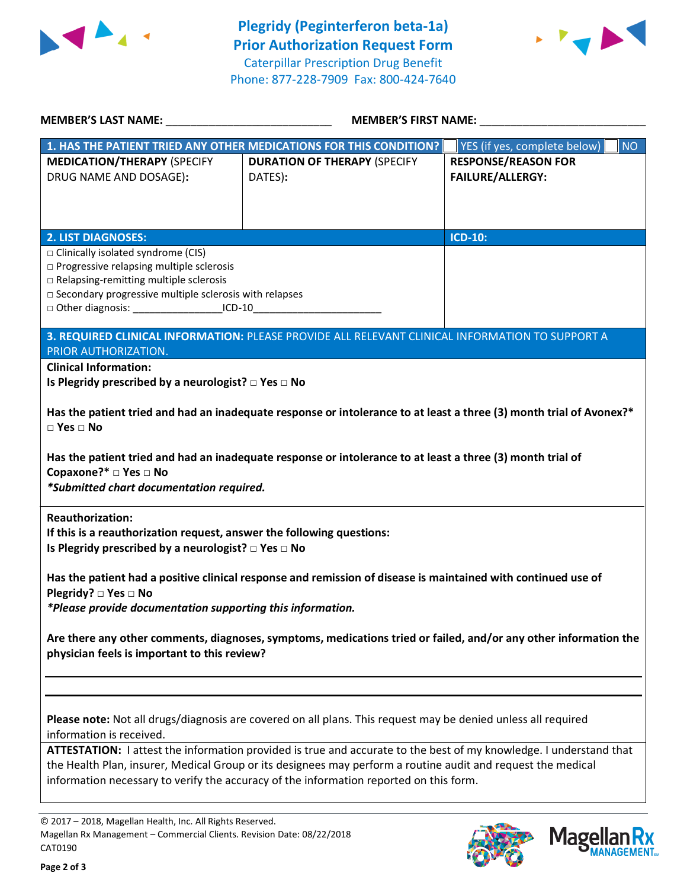# Plegridy (Peginterferon beta-1a)
## Prior Authorization Request Form
Caterpillar Prescription Drug Benefit
Phone: 877-228-7909 Fax: 800-424-7640

**MEMBER'S LAST NAME:** ___________________________ **MEMBER'S FIRST NAME:** ___________________________

| **1. HAS THE PATIENT TRIED ANY OTHER MEDICATIONS FOR THIS CONDITION?** | | ☐ YES (if yes, complete below) ☐ NO |
|---|---|---|
| **MEDICATION/THERAPY** (SPECIFY **DRUG NAME AND DOSAGE):** | **DURATION OF THERAPY** (SPECIFY **DATES):** | **RESPONSE/REASON FOR FAILURE/ALLERGY:** |
| | | |

| **2. LIST DIAGNOSES:** | **ICD-10:** |
|---|---|
| □ Clinically isolated syndrome (CIS)<br>□ Progressive relapsing multiple sclerosis<br>□ Relapsing-remitting multiple sclerosis<br>□ Secondary progressive multiple sclerosis with relapses<br>□ Other diagnosis: ________________ICD-10_______________________ | |

**3. REQUIRED CLINICAL INFORMATION:** PLEASE PROVIDE ALL RELEVANT CLINICAL INFORMATION TO SUPPORT A PRIOR AUTHORIZATION.

**Clinical Information:**

**Is Plegridy prescribed by a neurologist? □ Yes □ No**

**Has the patient tried and had an inadequate response or intolerance to at least a three (3) month trial of Avonex?* □ Yes □ No**

**Has the patient tried and had an inadequate response or intolerance to at least a three (3) month trial of Copaxone?* □ Yes □ No**

***\*Submitted chart documentation required.***

**Reauthorization:**

**If this is a reauthorization request, answer the following questions:**

**Is Plegridy prescribed by a neurologist? □ Yes □ No**

**Has the patient had a positive clinical response and remission of disease is maintained with continued use of Plegridy? □ Yes □ No**

***\*Please provide documentation supporting this information.***

**Are there any other comments, diagnoses, symptoms, medications tried or failed, and/or any other information the physician feels is important to this review?**

_______________________________________________________________________________

_______________________________________________________________________________

**Please note:** Not all drugs/diagnosis are covered on all plans. This request may be denied unless all required information is received.

**ATTESTATION:** I attest the information provided is true and accurate to the best of my knowledge. I understand that the Health Plan, insurer, Medical Group or its designees may perform a routine audit and request the medical information necessary to verify the accuracy of the information reported on this form.

© 2017 – 2018, Magellan Health, Inc. All Rights Reserved.
Magellan Rx Management – Commercial Clients. Revision Date: 08/22/2018
CAT0190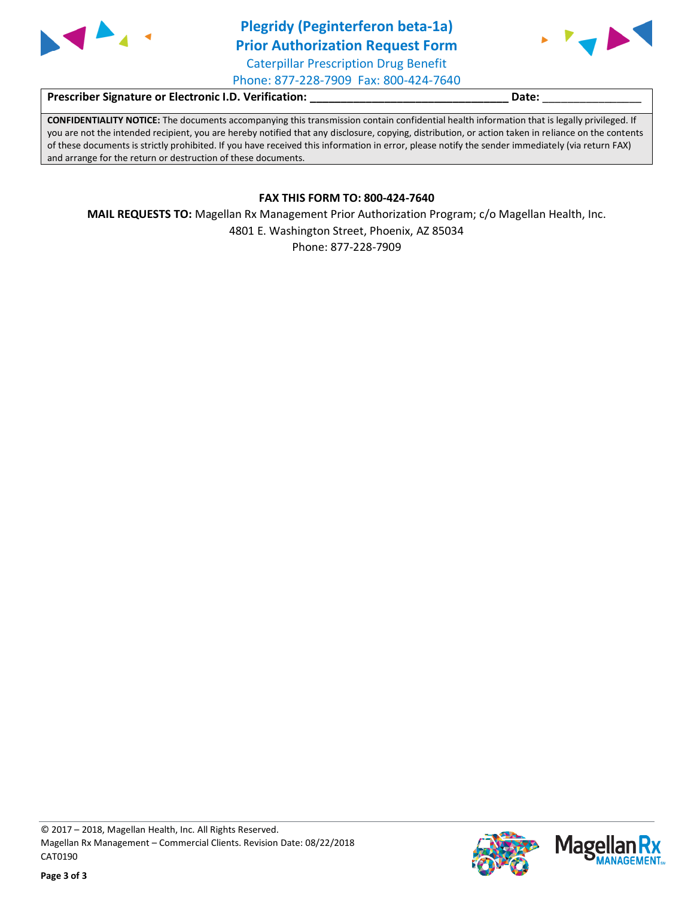**Prescriber Signature or Electronic I.D. Verification: _______________________________ Date: _______________**

**CONFIDENTIALITY NOTICE:** The documents accompanying this transmission contain confidential health information that is legally privileged. If you are not the intended recipient, you are hereby notified that any disclosure, copying, distribution, or action taken in reliance on the contents of these documents is strictly prohibited. If you have received this information in error, please notify the sender immediately (via return FAX) and arrange for the return or destruction of these documents.

**FAX THIS FORM TO: 800-424-7640**

**MAIL REQUESTS TO:** Magellan Rx Management Prior Authorization Program; c/o Magellan Health, Inc.
4801 E. Washington Street, Phoenix, AZ 85034
Phone: 877-228-7909

© 2017 – 2018, Magellan Health, Inc. All Rights Reserved.
Magellan Rx Management – Commercial Clients. Revision Date: 08/22/2018
CAT0190